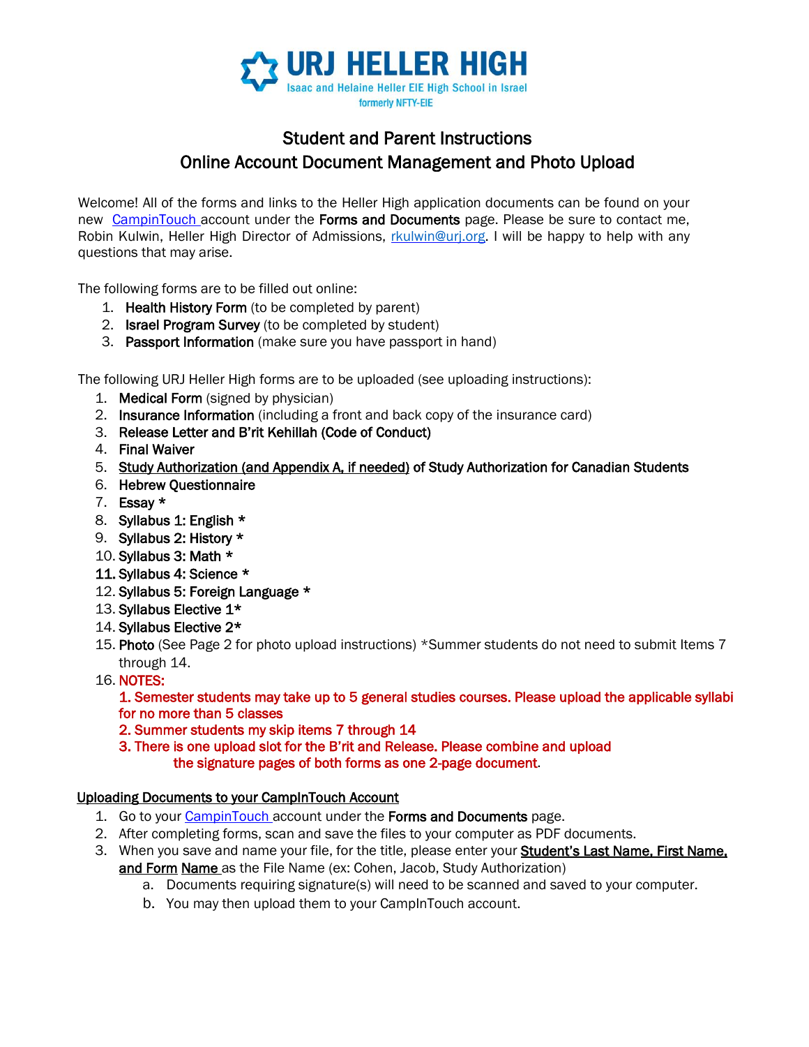# URJ HELLER HIGH

Isaac and Helaine Heller EIE High School in Israel

formerly NFTY-EIE

## Student and Parent Instructions
## Online Account Document Management and Photo Upload

Welcome! All of the forms and links to the Heller High application documents can be found on your new CampinTouch account under the **Forms and Documents** page. Please be sure to contact me, Robin Kulwin, Heller High Director of Admissions, rkulwin@urj.org. I will be happy to help with any questions that may arise.

The following forms are to be filled out online:

1. **Health History Form** (to be completed by parent)
2. **Israel Program Survey** (to be completed by student)
3. **Passport Information** (make sure you have passport in hand)

The following URJ Heller High forms are to be uploaded (see uploading instructions):

1. **Medical Form** (signed by physician)
2. **Insurance Information** (including a front and back copy of the insurance card)
3. **Release Letter and B'rit Kehillah (Code of Conduct)**
4. **Final Waiver**
5. **Study Authorization (and Appendix A, if needed) of Study Authorization for Canadian Students**
6. **Hebrew Questionnaire**
7. **Essay** *
8. **Syllabus 1: English** *
9. **Syllabus 2: History** *
10. **Syllabus 3: Math** *
11. **Syllabus 4: Science** *
12. **Syllabus 5: Foreign Language** *
13. **Syllabus Elective 1***
14. **Syllabus Elective 2***
15. **Photo** (See Page 2 for photo upload instructions) *Summer students do not need to submit Items 7 through 14.
16. NOTES:
    **1. Semester students may take up to 5 general studies courses. Please upload the applicable syllabi for no more than 5 classes**
    **2. Summer students my skip items 7 through 14**
    **3. There is one upload slot for the B'rit and Release. Please combine and upload the signature pages of both forms as one 2-page document.**

### Uploading Documents to your CampInTouch Account

1. Go to your CampinTouch account under the **Forms and Documents** page.
2. After completing forms, scan and save the files to your computer as PDF documents.
3. When you save and name your file, for the title, please enter your **Student's Last Name, First Name, and Form Name** as the File Name (ex: Cohen, Jacob, Study Authorization)
   a. Documents requiring signature(s) will need to be scanned and saved to your computer.
   b. You may then upload them to your CampInTouch account.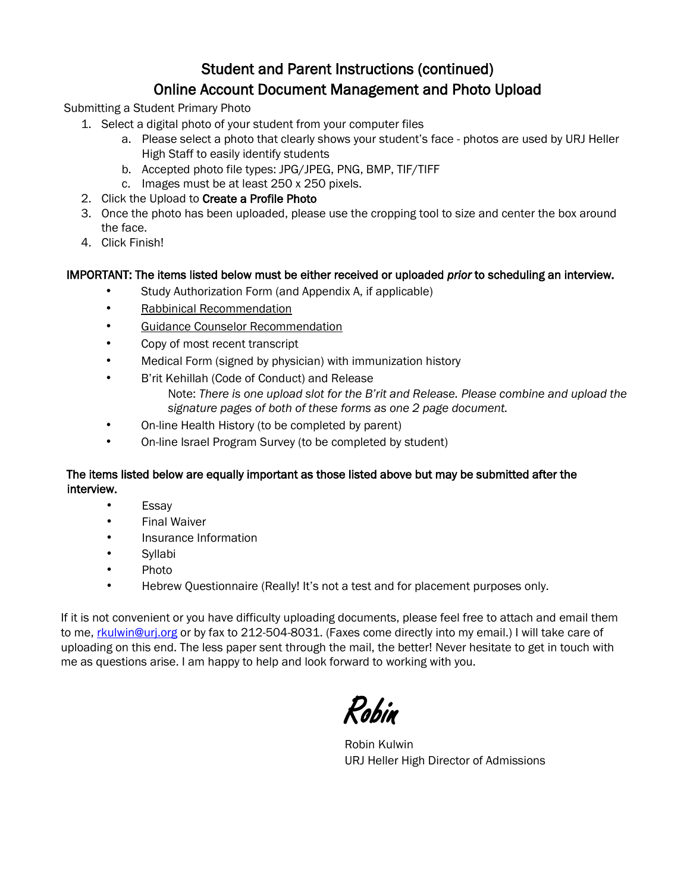# Student and Parent Instructions (continued)
## Online Account Document Management and Photo Upload

Submitting a Student Primary Photo

1. Select a digital photo of your student from your computer files
   a. Please select a photo that clearly shows your student's face - photos are used by URJ Heller High Staff to easily identify students
   b. Accepted photo file types: JPG/JPEG, PNG, BMP, TIF/TIFF
   c. Images must be at least 250 x 250 pixels.
2. Click the Upload to **Create a Profile Photo**
3. Once the photo has been uploaded, please use the cropping tool to size and center the box around the face.
4. Click Finish!

**IMPORTANT: The items listed below must be either received or uploaded *prior* to scheduling an interview.**

- Study Authorization Form (and Appendix A, if applicable)
- Rabbinical Recommendation
- Guidance Counselor Recommendation
- Copy of most recent transcript
- Medical Form (signed by physician) with immunization history
- B'rit Kehillah (Code of Conduct) and Release
  Note: *There is one upload slot for the B'rit and Release. Please combine and upload the signature pages of both of these forms as one 2 page document.*
- On-line Health History (to be completed by parent)
- On-line Israel Program Survey (to be completed by student)

**The items listed below are equally important as those listed above but may be submitted after the interview.**

- Essay
- Final Waiver
- Insurance Information
- Syllabi
- Photo
- Hebrew Questionnaire (Really! It's not a test and for placement purposes only.

If it is not convenient or you have difficulty uploading documents, please feel free to attach and email them to me, rkulwin@urj.org or by fax to 212-504-8031. (Faxes come directly into my email.) I will take care of uploading on this end. The less paper sent through the mail, the better! Never hesitate to get in touch with me as questions arise. I am happy to help and look forward to working with you.

*Robin*

Robin Kulwin
URJ Heller High Director of Admissions